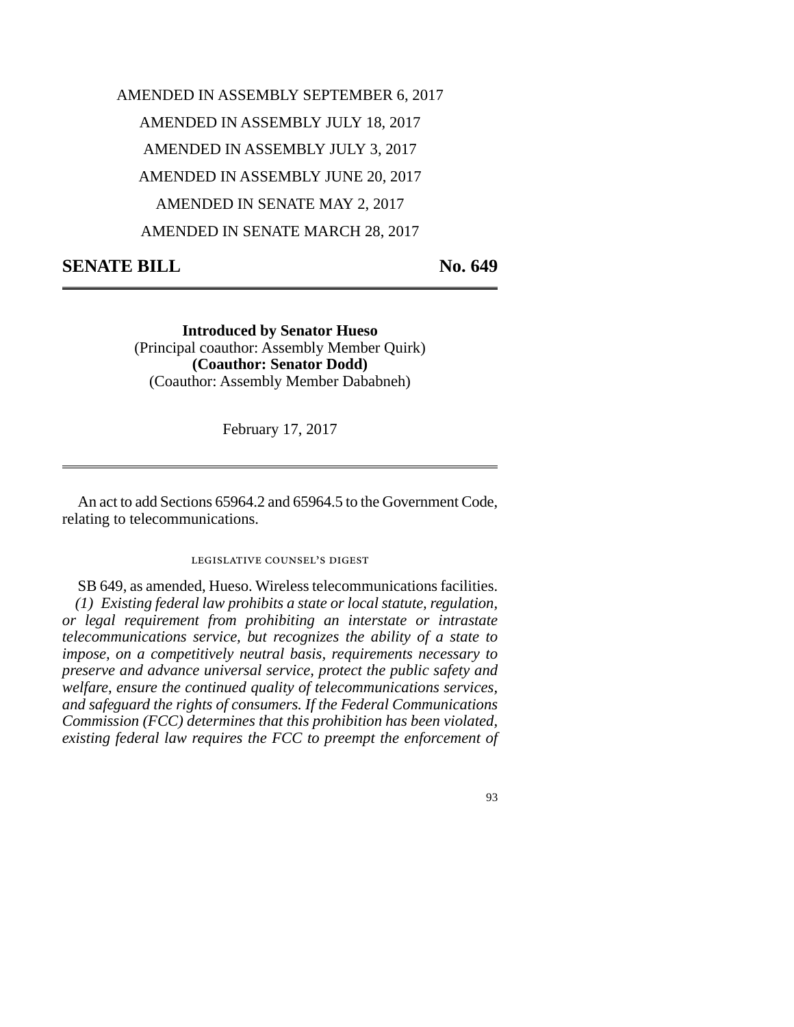AMENDED IN ASSEMBLY SEPTEMBER 6, 2017

AMENDED IN ASSEMBLY JULY 18, 2017

AMENDED IN ASSEMBLY JULY 3, 2017

AMENDED IN ASSEMBLY JUNE 20, 2017

AMENDED IN SENATE MAY 2, 2017

AMENDED IN SENATE MARCH 28, 2017

# SENATE BILL No. 649

**Introduced by Senator Hueso**
(Principal coauthor: Assembly Member Quirk)
**(Coauthor: Senator Dodd)**
(Coauthor: Assembly Member Dababneh)

February 17, 2017

An act to add Sections 65964.2 and 65964.5 to the Government Code, relating to telecommunications.

## LEGISLATIVE COUNSEL'S DIGEST

SB 649, as amended, Hueso. Wireless telecommunications facilities.

*(1) Existing federal law prohibits a state or local statute, regulation, or legal requirement from prohibiting an interstate or intrastate telecommunications service, but recognizes the ability of a state to impose, on a competitively neutral basis, requirements necessary to preserve and advance universal service, protect the public safety and welfare, ensure the continued quality of telecommunications services, and safeguard the rights of consumers. If the Federal Communications Commission (FCC) determines that this prohibition has been violated, existing federal law requires the FCC to preempt the enforcement of*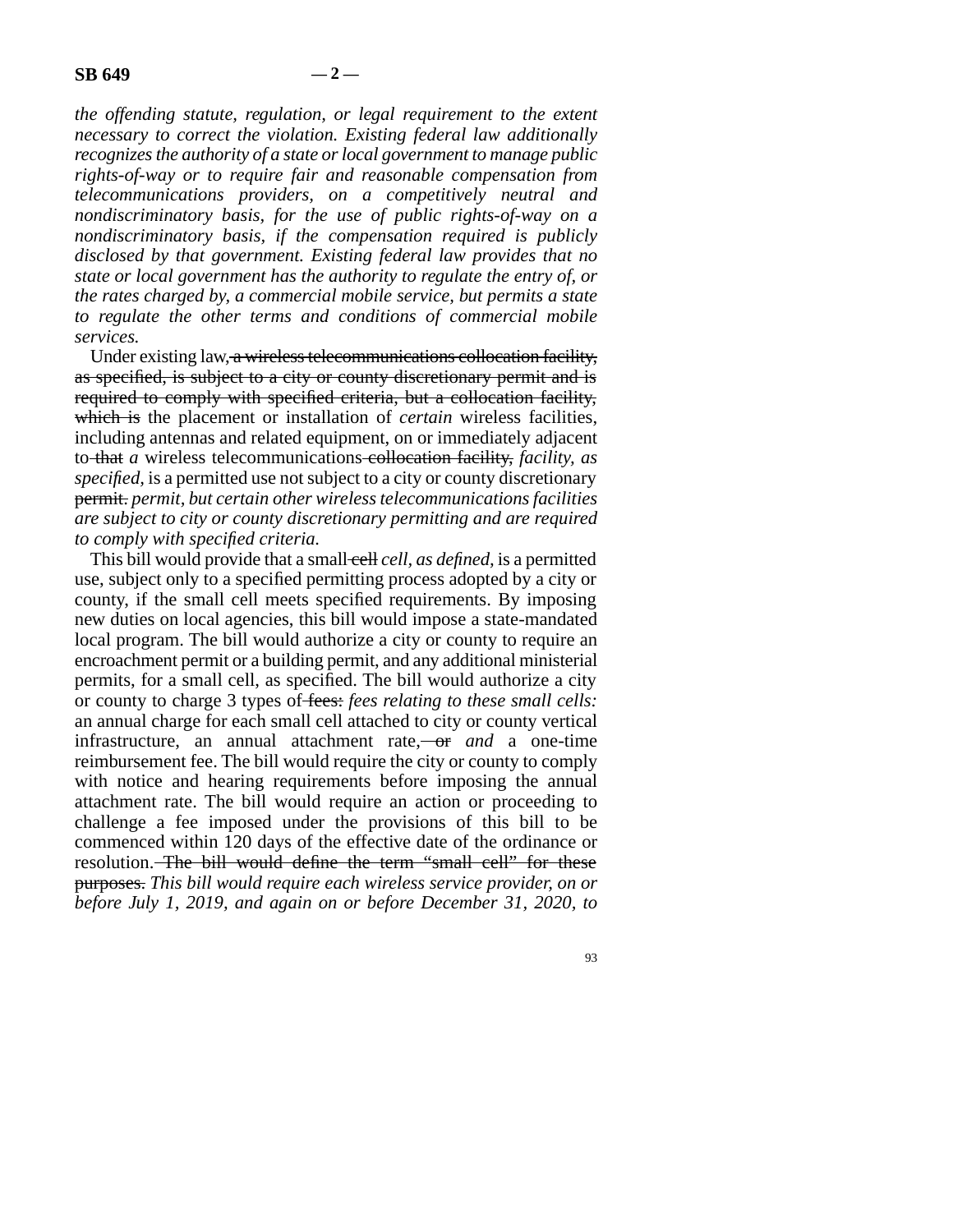*the offending statute, regulation, or legal requirement to the extent necessary to correct the violation. Existing federal law additionally recognizes the authority of a state or local government to manage public rights-of-way or to require fair and reasonable compensation from telecommunications providers, on a competitively neutral and nondiscriminatory basis, for the use of public rights-of-way on a nondiscriminatory basis, if the compensation required is publicly disclosed by that government. Existing federal law provides that no state or local government has the authority to regulate the entry of, or the rates charged by, a commercial mobile service, but permits a state to regulate the other terms and conditions of commercial mobile services.*

Under existing law, ~~a wireless telecommunications collocation facility, as specified, is subject to a city or county discretionary permit and is required to comply with specified criteria, but a collocation facility, which is~~ the placement or installation of *certain* wireless facilities, including antennas and related equipment, on or immediately adjacent to ~~that~~ *a* wireless telecommunications ~~collocation facility,~~ *facility, as specified,* is a permitted use not subject to a city or county discretionary ~~permit.~~ *permit, but certain other wireless telecommunications facilities are subject to city or county discretionary permitting and are required to comply with specified criteria.*

This bill would provide that a small ~~cell~~ *cell, as defined,* is a permitted use, subject only to a specified permitting process adopted by a city or county, if the small cell meets specified requirements. By imposing new duties on local agencies, this bill would impose a state-mandated local program. The bill would authorize a city or county to require an encroachment permit or a building permit, and any additional ministerial permits, for a small cell, as specified. The bill would authorize a city or county to charge 3 types of ~~fees:~~ *fees relating to these small cells:* an annual charge for each small cell attached to city or county vertical infrastructure, an annual attachment rate, ~~or~~ *and* a one-time reimbursement fee. The bill would require the city or county to comply with notice and hearing requirements before imposing the annual attachment rate. The bill would require an action or proceeding to challenge a fee imposed under the provisions of this bill to be commenced within 120 days of the effective date of the ordinance or resolution. ~~The bill would define the term "small cell" for these purposes.~~ *This bill would require each wireless service provider, on or before July 1, 2019, and again on or before December 31, 2020, to*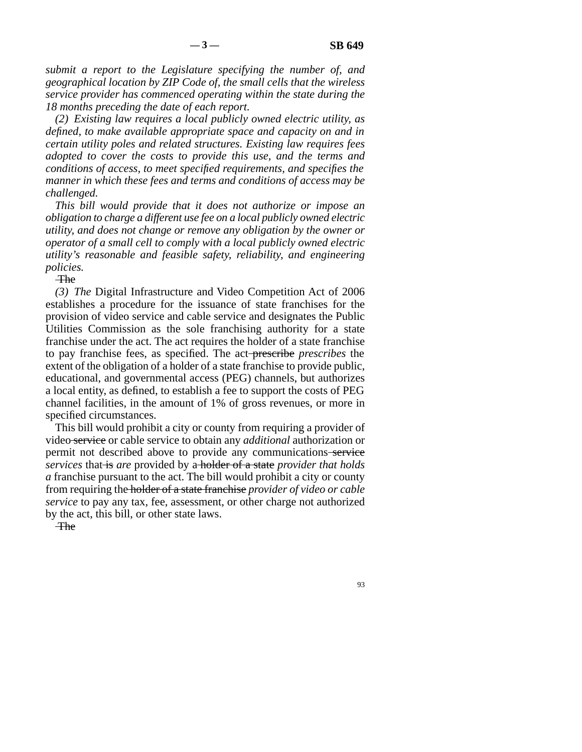*submit a report to the Legislature specifying the number of, and geographical location by ZIP Code of, the small cells that the wireless service provider has commenced operating within the state during the 18 months preceding the date of each report.*

*(2) Existing law requires a local publicly owned electric utility, as defined, to make available appropriate space and capacity on and in certain utility poles and related structures. Existing law requires fees adopted to cover the costs to provide this use, and the terms and conditions of access, to meet specified requirements, and specifies the manner in which these fees and terms and conditions of access may be challenged.*

*This bill would provide that it does not authorize or impose an obligation to charge a different use fee on a local publicly owned electric utility, and does not change or remove any obligation by the owner or operator of a small cell to comply with a local publicly owned electric utility's reasonable and feasible safety, reliability, and engineering policies.*

~~The~~

*(3) The* Digital Infrastructure and Video Competition Act of 2006 establishes a procedure for the issuance of state franchises for the provision of video service and cable service and designates the Public Utilities Commission as the sole franchising authority for a state franchise under the act. The act requires the holder of a state franchise to pay franchise fees, as specified. The act ~~prescribe~~ *prescribes* the extent of the obligation of a holder of a state franchise to provide public, educational, and governmental access (PEG) channels, but authorizes a local entity, as defined, to establish a fee to support the costs of PEG channel facilities, in the amount of 1% of gross revenues, or more in specified circumstances.

This bill would prohibit a city or county from requiring a provider of video ~~service~~ or cable service to obtain any *additional* authorization or permit not described above to provide any communications ~~service~~ *services* that ~~is~~ *are* provided by a ~~holder of a state~~ *provider that holds a* franchise pursuant to the act. The bill would prohibit a city or county from requiring the ~~holder of a state franchise~~ *provider of video or cable service* to pay any tax, fee, assessment, or other charge not authorized by the act, this bill, or other state laws.

~~The~~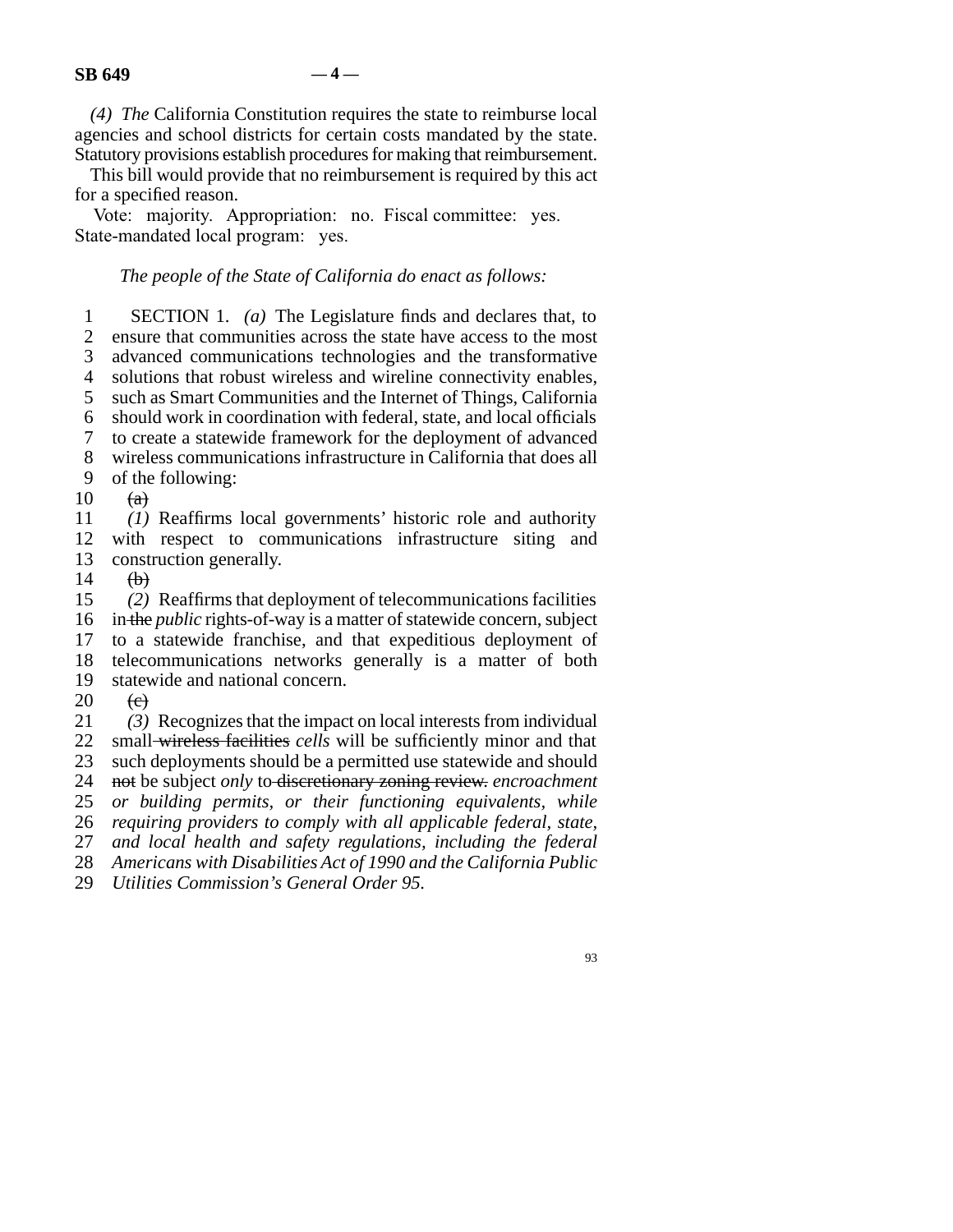*(4) The* California Constitution requires the state to reimburse local agencies and school districts for certain costs mandated by the state. Statutory provisions establish procedures for making that reimbursement.

This bill would provide that no reimbursement is required by this act for a specified reason.

Vote: majority. Appropriation: no. Fiscal committee: yes. State-mandated local program: yes.

*The people of the State of California do enact as follows:*

SECTION 1. *(a)* The Legislature finds and declares that, to ensure that communities across the state have access to the most advanced communications technologies and the transformative solutions that robust wireless and wireline connectivity enables, such as Smart Communities and the Internet of Things, California should work in coordination with federal, state, and local officials to create a statewide framework for the deployment of advanced wireless communications infrastructure in California that does all of the following:

~~(a)~~

*(1)* Reaffirms local governments' historic role and authority with respect to communications infrastructure siting and construction generally.

~~(b)~~

*(2)* Reaffirms that deployment of telecommunications facilities in ~~the~~ *public* rights-of-way is a matter of statewide concern, subject to a statewide franchise, and that expeditious deployment of telecommunications networks generally is a matter of both statewide and national concern.

~~(c)~~

*(3)* Recognizes that the impact on local interests from individual small ~~wireless facilities~~ *cells* will be sufficiently minor and that such deployments should be a permitted use statewide and should ~~not~~ be subject *only* to ~~discretionary zoning review.~~ *encroachment or building permits, or their functioning equivalents, while requiring providers to comply with all applicable federal, state, and local health and safety regulations, including the federal Americans with Disabilities Act of 1990 and the California Public Utilities Commission's General Order 95.*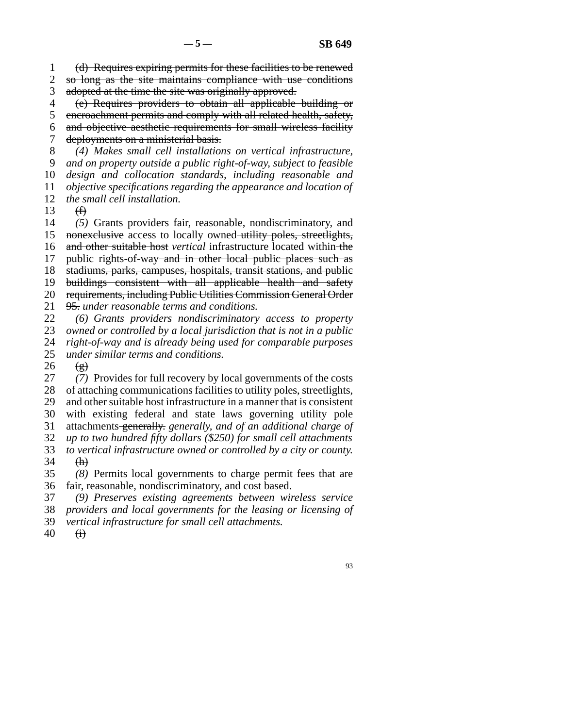~~(d) Requires expiring permits for these facilities to be renewed so long as the site maintains compliance with use conditions adopted at the time the site was originally approved.~~

~~(e) Requires providers to obtain all applicable building or encroachment permits and comply with all related health, safety, and objective aesthetic requirements for small wireless facility deployments on a ministerial basis.~~

*(4) Makes small cell installations on vertical infrastructure, and on property outside a public right-of-way, subject to feasible design and collocation standards, including reasonable and objective specifications regarding the appearance and location of the small cell installation.*

~~(f)~~

*(5)* Grants providers ~~fair, reasonable, nondiscriminatory, and nonexclusive~~ access to locally owned ~~utility poles, streetlights, and other suitable host~~ *vertical* infrastructure located within ~~the~~ public rights-of-way ~~and in other local public places such as stadiums, parks, campuses, hospitals, transit stations, and public buildings consistent with all applicable health and safety requirements, including Public Utilities Commission General Order 95.~~ *under reasonable terms and conditions.*

*(6) Grants providers nondiscriminatory access to property owned or controlled by a local jurisdiction that is not in a public right-of-way and is already being used for comparable purposes under similar terms and conditions.*

~~(g)~~

*(7)* Provides for full recovery by local governments of the costs of attaching communications facilities to utility poles, streetlights, and other suitable host infrastructure in a manner that is consistent with existing federal and state laws governing utility pole attachments ~~generally.~~ *generally, and of an additional charge of up to two hundred fifty dollars ($250) for small cell attachments to vertical infrastructure owned or controlled by a city or county.*

~~(h)~~

*(8)* Permits local governments to charge permit fees that are fair, reasonable, nondiscriminatory, and cost based.

*(9) Preserves existing agreements between wireless service providers and local governments for the leasing or licensing of vertical infrastructure for small cell attachments.*

~~(i)~~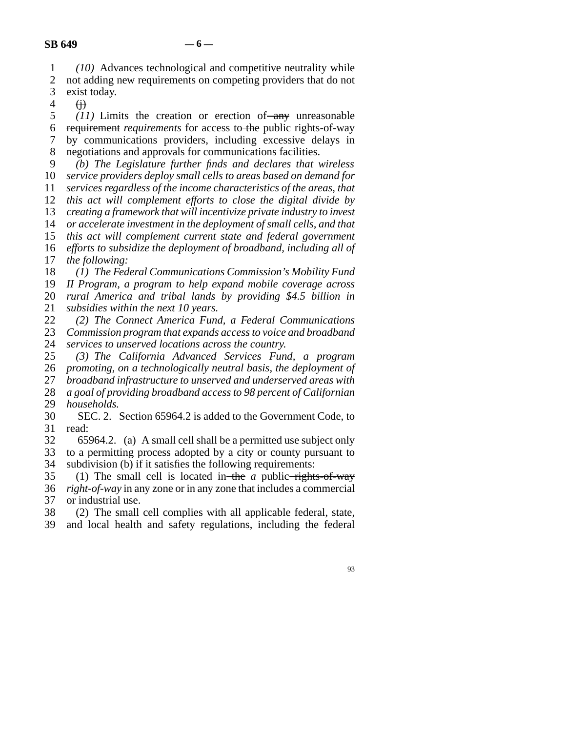*(10)* Advances technological and competitive neutrality while not adding new requirements on competing providers that do not exist today.

~~(j)~~

*(11)* Limits the creation or erection of ~~any~~ unreasonable ~~requirement~~ *requirements* for access to ~~the~~ public rights-of-way by communications providers, including excessive delays in negotiations and approvals for communications facilities.

*(b) The Legislature further finds and declares that wireless service providers deploy small cells to areas based on demand for services regardless of the income characteristics of the areas, that this act will complement efforts to close the digital divide by creating a framework that will incentivize private industry to invest or accelerate investment in the deployment of small cells, and that this act will complement current state and federal government efforts to subsidize the deployment of broadband, including all of the following:*

*(1) The Federal Communications Commission's Mobility Fund II Program, a program to help expand mobile coverage across rural America and tribal lands by providing $4.5 billion in subsidies within the next 10 years.*

*(2) The Connect America Fund, a Federal Communications Commission program that expands access to voice and broadband services to unserved locations across the country.*

*(3) The California Advanced Services Fund, a program promoting, on a technologically neutral basis, the deployment of broadband infrastructure to unserved and underserved areas with a goal of providing broadband access to 98 percent of Californian households.*

SEC. 2. Section 65964.2 is added to the Government Code, to read:

65964.2. (a) A small cell shall be a permitted use subject only to a permitting process adopted by a city or county pursuant to subdivision (b) if it satisfies the following requirements:

(1) The small cell is located in ~~the~~ *a* public ~~rights-of-way~~ *right-of-way* in any zone or in any zone that includes a commercial or industrial use.

(2) The small cell complies with all applicable federal, state, and local health and safety regulations, including the federal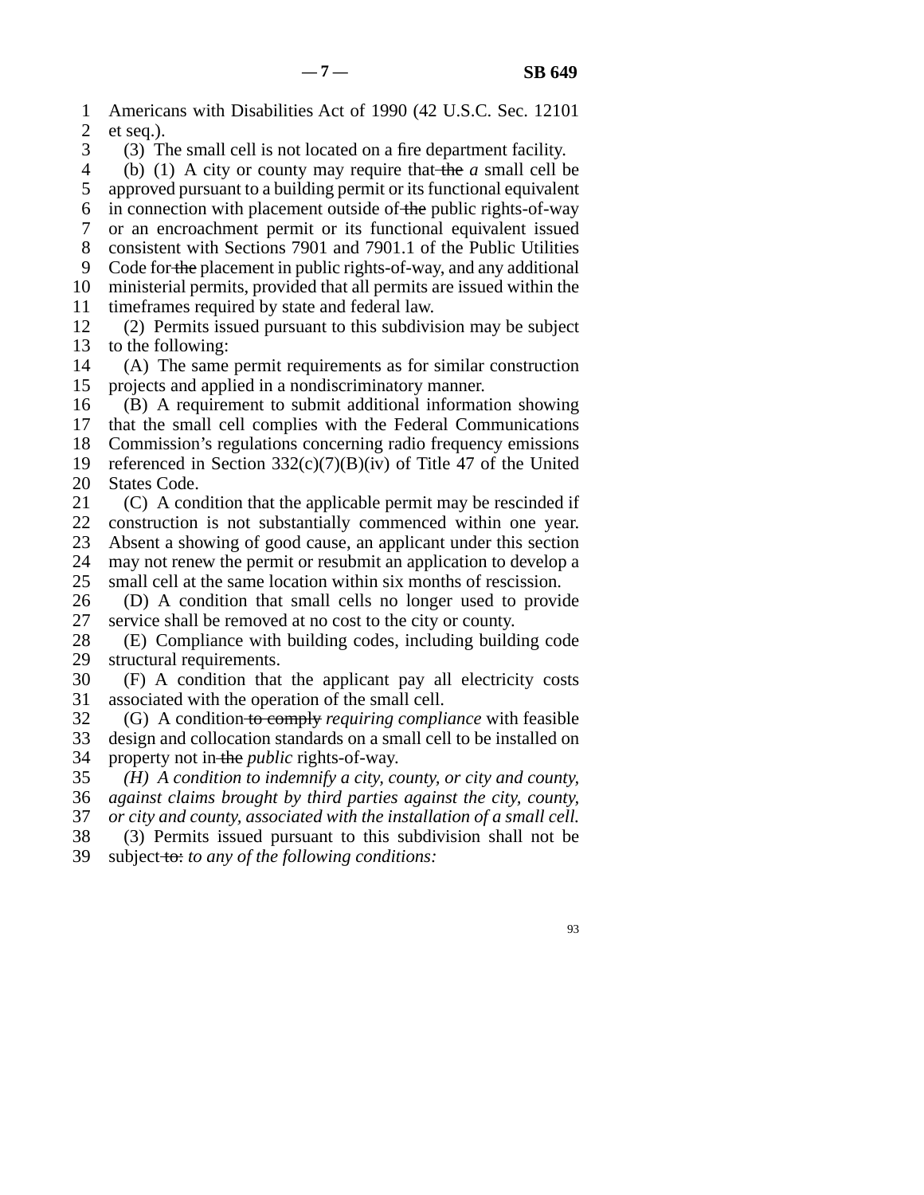Americans with Disabilities Act of 1990 (42 U.S.C. Sec. 12101 et seq.).

(3) The small cell is not located on a fire department facility.

(b) (1) A city or county may require that ~~the~~ *a* small cell be approved pursuant to a building permit or its functional equivalent in connection with placement outside of ~~the~~ public rights-of-way or an encroachment permit or its functional equivalent issued consistent with Sections 7901 and 7901.1 of the Public Utilities Code for ~~the~~ placement in public rights-of-way, and any additional ministerial permits, provided that all permits are issued within the timeframes required by state and federal law.

(2) Permits issued pursuant to this subdivision may be subject to the following:

(A) The same permit requirements as for similar construction projects and applied in a nondiscriminatory manner.

(B) A requirement to submit additional information showing that the small cell complies with the Federal Communications Commission's regulations concerning radio frequency emissions referenced in Section 332(c)(7)(B)(iv) of Title 47 of the United States Code.

(C) A condition that the applicable permit may be rescinded if construction is not substantially commenced within one year. Absent a showing of good cause, an applicant under this section may not renew the permit or resubmit an application to develop a small cell at the same location within six months of rescission.

(D) A condition that small cells no longer used to provide service shall be removed at no cost to the city or county.

(E) Compliance with building codes, including building code structural requirements.

(F) A condition that the applicant pay all electricity costs associated with the operation of the small cell.

(G) A condition ~~to comply~~ *requiring compliance* with feasible design and collocation standards on a small cell to be installed on property not in ~~the~~ *public* rights-of-way.

*(H) A condition to indemnify a city, county, or city and county, against claims brought by third parties against the city, county, or city and county, associated with the installation of a small cell.*

(3) Permits issued pursuant to this subdivision shall not be subject ~~to:~~ *to any of the following conditions:*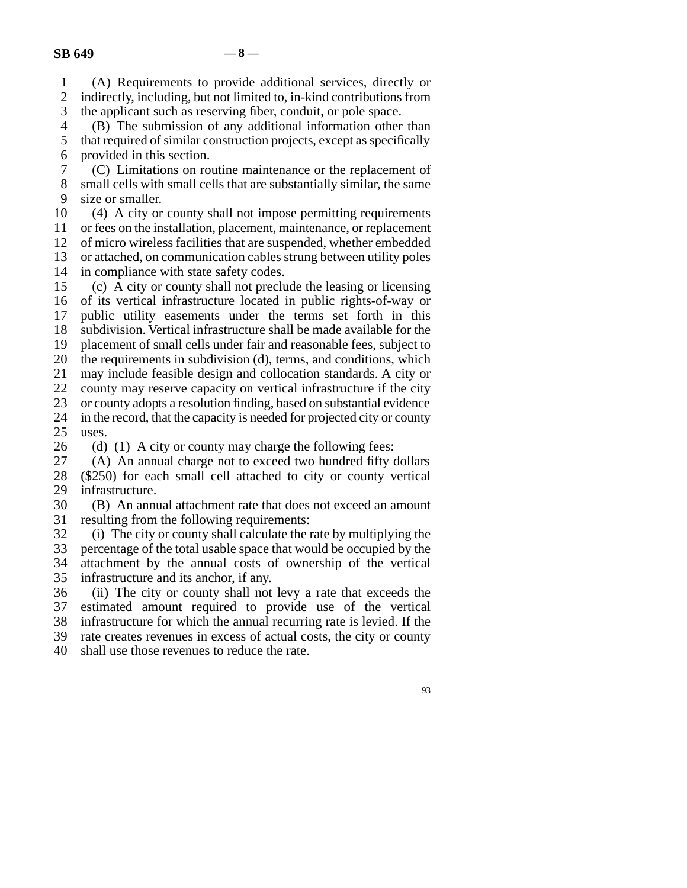(A) Requirements to provide additional services, directly or indirectly, including, but not limited to, in-kind contributions from the applicant such as reserving fiber, conduit, or pole space.

(B) The submission of any additional information other than that required of similar construction projects, except as specifically provided in this section.

(C) Limitations on routine maintenance or the replacement of small cells with small cells that are substantially similar, the same size or smaller.

(4) A city or county shall not impose permitting requirements or fees on the installation, placement, maintenance, or replacement of micro wireless facilities that are suspended, whether embedded or attached, on communication cables strung between utility poles in compliance with state safety codes.

(c) A city or county shall not preclude the leasing or licensing of its vertical infrastructure located in public rights-of-way or public utility easements under the terms set forth in this subdivision. Vertical infrastructure shall be made available for the placement of small cells under fair and reasonable fees, subject to the requirements in subdivision (d), terms, and conditions, which may include feasible design and collocation standards. A city or county may reserve capacity on vertical infrastructure if the city or county adopts a resolution finding, based on substantial evidence in the record, that the capacity is needed for projected city or county uses.

(d) (1) A city or county may charge the following fees:

(A) An annual charge not to exceed two hundred fifty dollars ($250) for each small cell attached to city or county vertical infrastructure.

(B) An annual attachment rate that does not exceed an amount resulting from the following requirements:

(i) The city or county shall calculate the rate by multiplying the percentage of the total usable space that would be occupied by the attachment by the annual costs of ownership of the vertical infrastructure and its anchor, if any.

(ii) The city or county shall not levy a rate that exceeds the estimated amount required to provide use of the vertical infrastructure for which the annual recurring rate is levied. If the rate creates revenues in excess of actual costs, the city or county shall use those revenues to reduce the rate.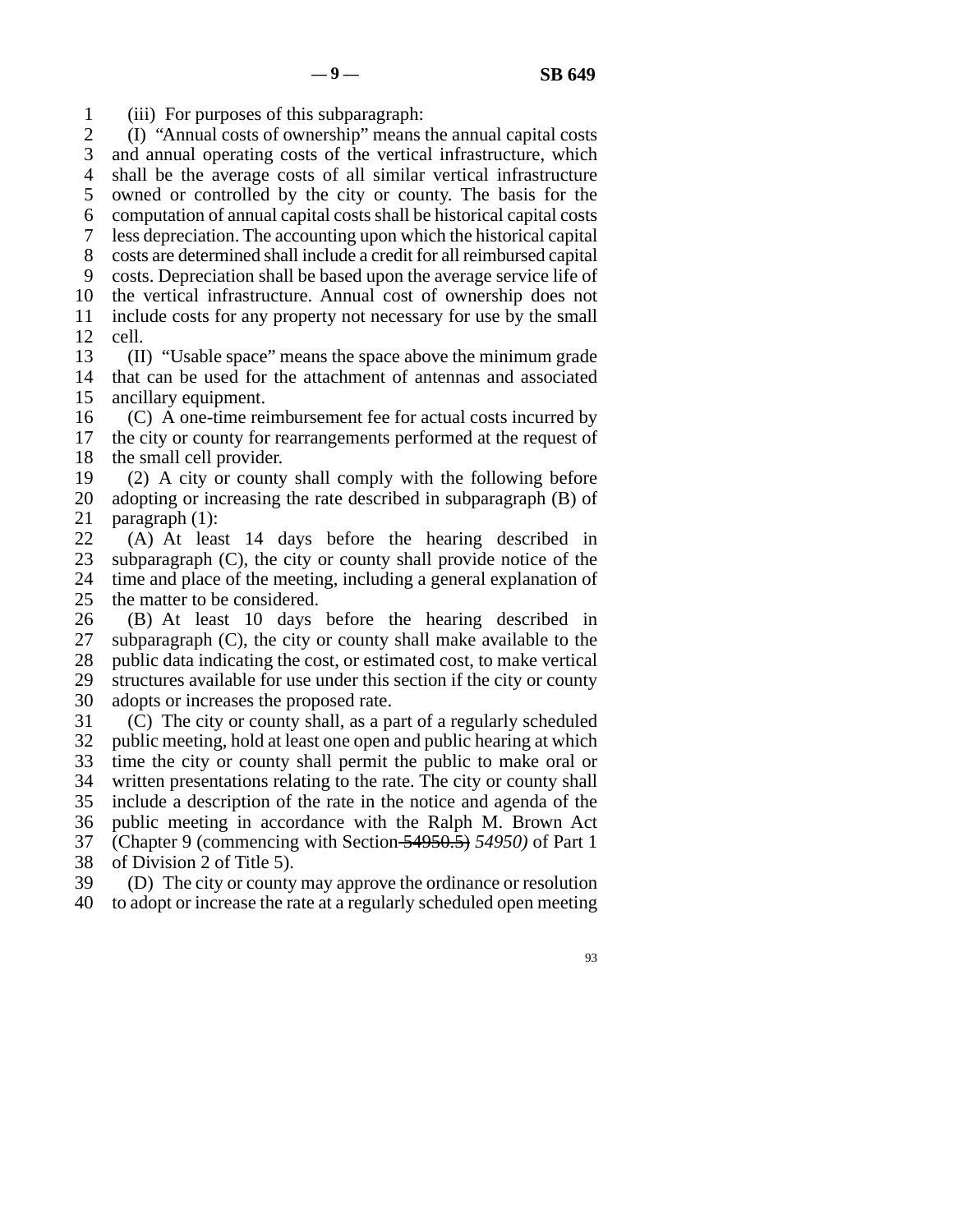(iii) For purposes of this subparagraph:

(I) "Annual costs of ownership" means the annual capital costs and annual operating costs of the vertical infrastructure, which shall be the average costs of all similar vertical infrastructure owned or controlled by the city or county. The basis for the computation of annual capital costs shall be historical capital costs less depreciation. The accounting upon which the historical capital costs are determined shall include a credit for all reimbursed capital costs. Depreciation shall be based upon the average service life of the vertical infrastructure. Annual cost of ownership does not include costs for any property not necessary for use by the small cell.

(II) "Usable space" means the space above the minimum grade that can be used for the attachment of antennas and associated ancillary equipment.

(C) A one-time reimbursement fee for actual costs incurred by the city or county for rearrangements performed at the request of the small cell provider.

(2) A city or county shall comply with the following before adopting or increasing the rate described in subparagraph (B) of paragraph (1):

(A) At least 14 days before the hearing described in subparagraph (C), the city or county shall provide notice of the time and place of the meeting, including a general explanation of the matter to be considered.

(B) At least 10 days before the hearing described in subparagraph (C), the city or county shall make available to the public data indicating the cost, or estimated cost, to make vertical structures available for use under this section if the city or county adopts or increases the proposed rate.

(C) The city or county shall, as a part of a regularly scheduled public meeting, hold at least one open and public hearing at which time the city or county shall permit the public to make oral or written presentations relating to the rate. The city or county shall include a description of the rate in the notice and agenda of the public meeting in accordance with the Ralph M. Brown Act (Chapter 9 (commencing with Section ~~54950.5)~~ *54950)* of Part 1 of Division 2 of Title 5).

(D) The city or county may approve the ordinance or resolution to adopt or increase the rate at a regularly scheduled open meeting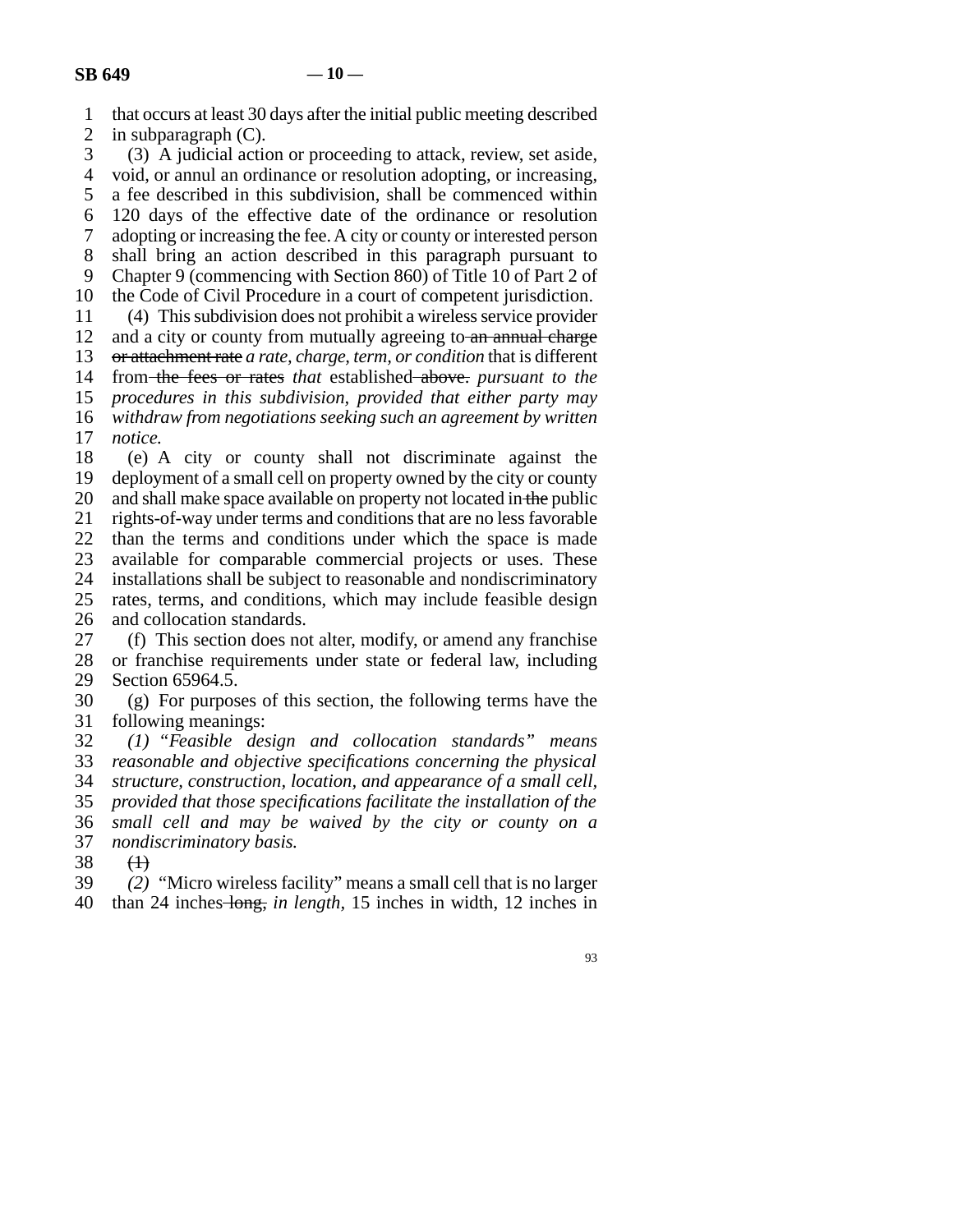that occurs at least 30 days after the initial public meeting described in subparagraph (C).

(3) A judicial action or proceeding to attack, review, set aside, void, or annul an ordinance or resolution adopting, or increasing, a fee described in this subdivision, shall be commenced within 120 days of the effective date of the ordinance or resolution adopting or increasing the fee. A city or county or interested person shall bring an action described in this paragraph pursuant to Chapter 9 (commencing with Section 860) of Title 10 of Part 2 of the Code of Civil Procedure in a court of competent jurisdiction.

(4) This subdivision does not prohibit a wireless service provider and a city or county from mutually agreeing to ~~an annual charge or attachment rate~~ *a rate, charge, term, or condition* that is different from ~~the fees or rates~~ *that* established ~~above.~~ *pursuant to the procedures in this subdivision, provided that either party may withdraw from negotiations seeking such an agreement by written notice.*

(e) A city or county shall not discriminate against the deployment of a small cell on property owned by the city or county and shall make space available on property not located in ~~the~~ public rights-of-way under terms and conditions that are no less favorable than the terms and conditions under which the space is made available for comparable commercial projects or uses. These installations shall be subject to reasonable and nondiscriminatory rates, terms, and conditions, which may include feasible design and collocation standards.

(f) This section does not alter, modify, or amend any franchise or franchise requirements under state or federal law, including Section 65964.5.

(g) For purposes of this section, the following terms have the following meanings:

*(1) "Feasible design and collocation standards" means reasonable and objective specifications concerning the physical structure, construction, location, and appearance of a small cell, provided that those specifications facilitate the installation of the small cell and may be waived by the city or county on a nondiscriminatory basis.*

~~(1)~~

*(2)* "Micro wireless facility" means a small cell that is no larger than 24 inches ~~long,~~ *in length,* 15 inches in width, 12 inches in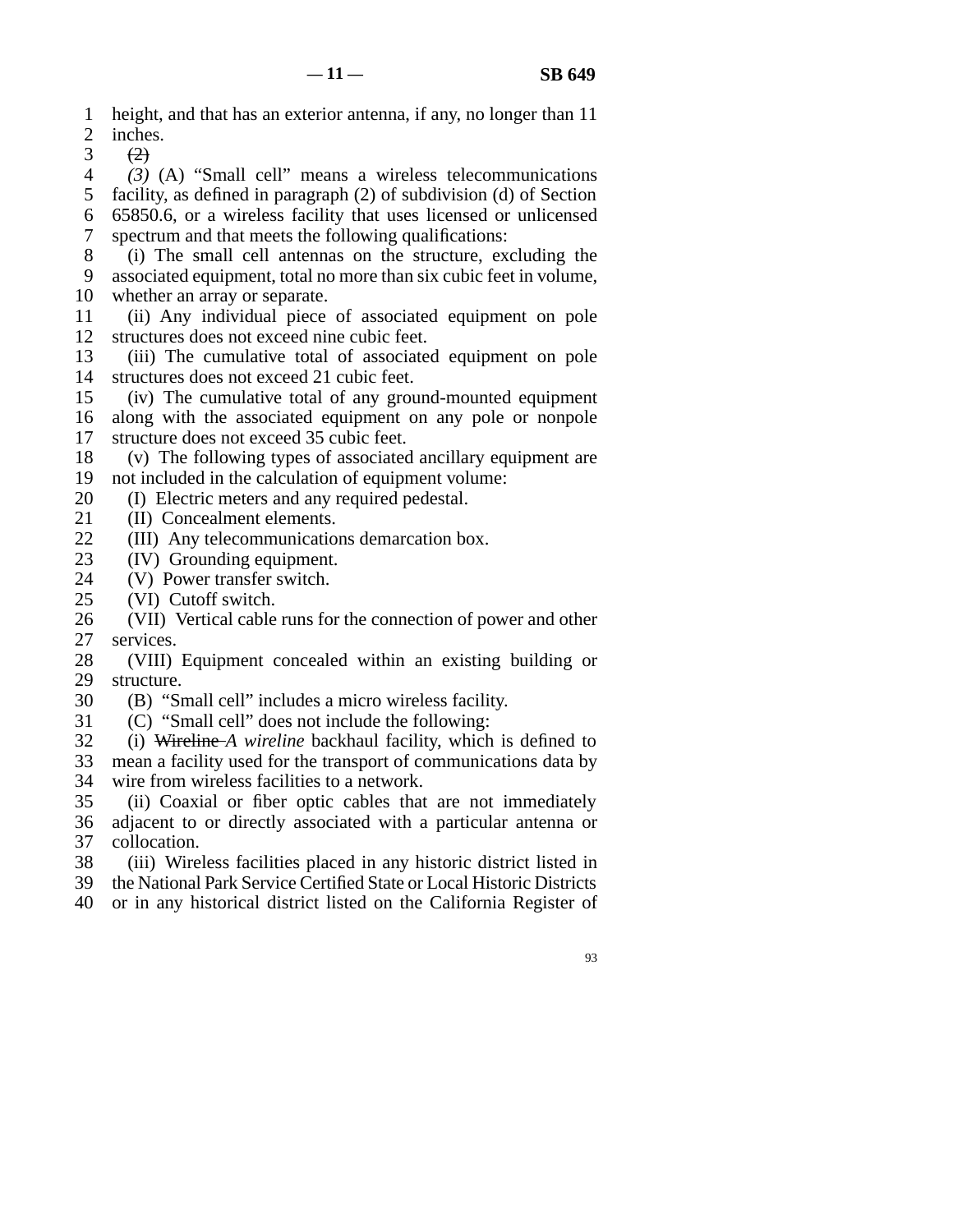height, and that has an exterior antenna, if any, no longer than 11 inches.

~~(2)~~

*(3)* (A) "Small cell" means a wireless telecommunications facility, as defined in paragraph (2) of subdivision (d) of Section 65850.6, or a wireless facility that uses licensed or unlicensed spectrum and that meets the following qualifications:

(i) The small cell antennas on the structure, excluding the associated equipment, total no more than six cubic feet in volume, whether an array or separate.

(ii) Any individual piece of associated equipment on pole structures does not exceed nine cubic feet.

(iii) The cumulative total of associated equipment on pole structures does not exceed 21 cubic feet.

(iv) The cumulative total of any ground-mounted equipment along with the associated equipment on any pole or nonpole structure does not exceed 35 cubic feet.

(v) The following types of associated ancillary equipment are not included in the calculation of equipment volume:

(I) Electric meters and any required pedestal.

(II) Concealment elements.

(III) Any telecommunications demarcation box.

(IV) Grounding equipment.

(V) Power transfer switch.

(VI) Cutoff switch.

(VII) Vertical cable runs for the connection of power and other services.

(VIII) Equipment concealed within an existing building or structure.

(B) "Small cell" includes a micro wireless facility.

(C) "Small cell" does not include the following:

(i) ~~Wireline~~ *A wireline* backhaul facility, which is defined to mean a facility used for the transport of communications data by wire from wireless facilities to a network.

(ii) Coaxial or fiber optic cables that are not immediately adjacent to or directly associated with a particular antenna or collocation.

(iii) Wireless facilities placed in any historic district listed in the National Park Service Certified State or Local Historic Districts or in any historical district listed on the California Register of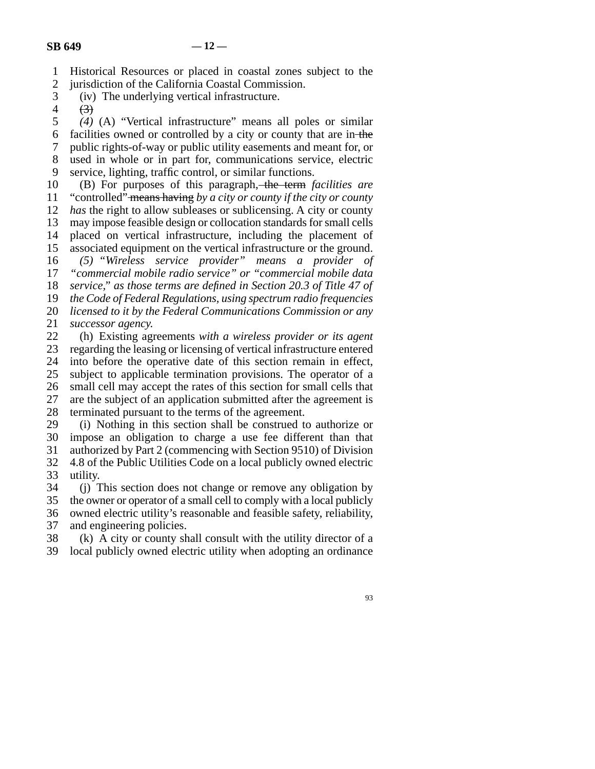Historical Resources or placed in coastal zones subject to the jurisdiction of the California Coastal Commission.

(iv) The underlying vertical infrastructure.

~~(3)~~

*(4)* (A) "Vertical infrastructure" means all poles or similar facilities owned or controlled by a city or county that are in ~~the~~ public rights-of-way or public utility easements and meant for, or used in whole or in part for, communications service, electric service, lighting, traffic control, or similar functions.

(B) For purposes of this paragraph, ~~the term~~ *facilities are* "controlled" ~~means having~~ *by a city or county if the city or county has* the right to allow subleases or sublicensing. A city or county may impose feasible design or collocation standards for small cells placed on vertical infrastructure, including the placement of associated equipment on the vertical infrastructure or the ground.

*(5) "Wireless service provider" means a provider of "commercial mobile radio service" or "commercial mobile data service," as those terms are defined in Section 20.3 of Title 47 of the Code of Federal Regulations, using spectrum radio frequencies licensed to it by the Federal Communications Commission or any successor agency.*

(h) Existing agreements *with a wireless provider or its agent* regarding the leasing or licensing of vertical infrastructure entered into before the operative date of this section remain in effect, subject to applicable termination provisions. The operator of a small cell may accept the rates of this section for small cells that are the subject of an application submitted after the agreement is terminated pursuant to the terms of the agreement.

(i) Nothing in this section shall be construed to authorize or impose an obligation to charge a use fee different than that authorized by Part 2 (commencing with Section 9510) of Division 4.8 of the Public Utilities Code on a local publicly owned electric utility.

(j) This section does not change or remove any obligation by the owner or operator of a small cell to comply with a local publicly owned electric utility's reasonable and feasible safety, reliability, and engineering policies.

(k) A city or county shall consult with the utility director of a local publicly owned electric utility when adopting an ordinance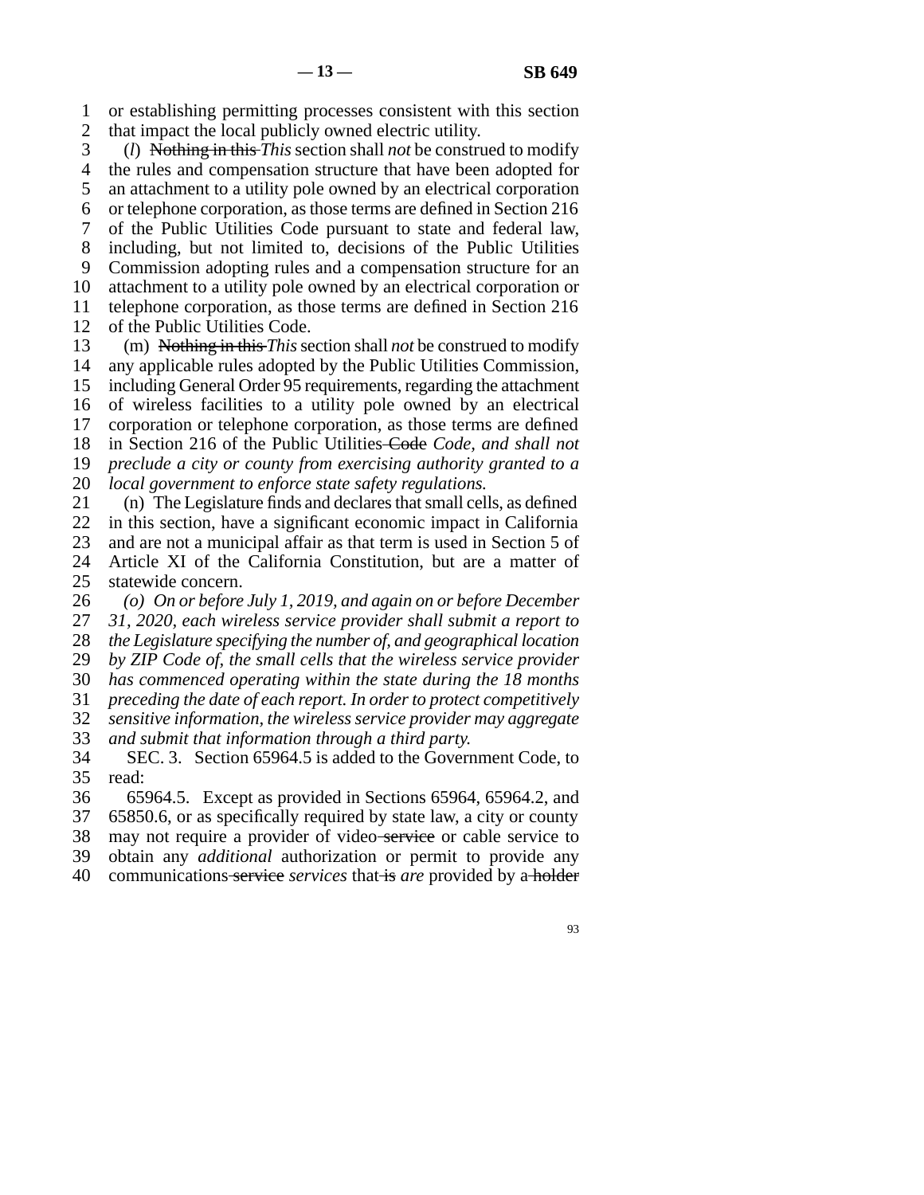or establishing permitting processes consistent with this section that impact the local publicly owned electric utility.

(*l*) ~~Nothing in this~~ *This* section shall *not* be construed to modify the rules and compensation structure that have been adopted for an attachment to a utility pole owned by an electrical corporation or telephone corporation, as those terms are defined in Section 216 of the Public Utilities Code pursuant to state and federal law, including, but not limited to, decisions of the Public Utilities Commission adopting rules and a compensation structure for an attachment to a utility pole owned by an electrical corporation or telephone corporation, as those terms are defined in Section 216 of the Public Utilities Code.

(m) ~~Nothing in this~~ *This* section shall *not* be construed to modify any applicable rules adopted by the Public Utilities Commission, including General Order 95 requirements, regarding the attachment of wireless facilities to a utility pole owned by an electrical corporation or telephone corporation, as those terms are defined in Section 216 of the Public Utilities ~~Code~~ *Code, and shall not preclude a city or county from exercising authority granted to a local government to enforce state safety regulations.*

(n) The Legislature finds and declares that small cells, as defined in this section, have a significant economic impact in California and are not a municipal affair as that term is used in Section 5 of Article XI of the California Constitution, but are a matter of statewide concern.

*(o) On or before July 1, 2019, and again on or before December 31, 2020, each wireless service provider shall submit a report to the Legislature specifying the number of, and geographical location by ZIP Code of, the small cells that the wireless service provider has commenced operating within the state during the 18 months preceding the date of each report. In order to protect competitively sensitive information, the wireless service provider may aggregate and submit that information through a third party.*

SEC. 3. Section 65964.5 is added to the Government Code, to read:

65964.5. Except as provided in Sections 65964, 65964.2, and 65850.6, or as specifically required by state law, a city or county may not require a provider of video ~~service~~ or cable service to obtain any *additional* authorization or permit to provide any communications ~~service~~ *services* that ~~is~~ *are* provided by a ~~holder~~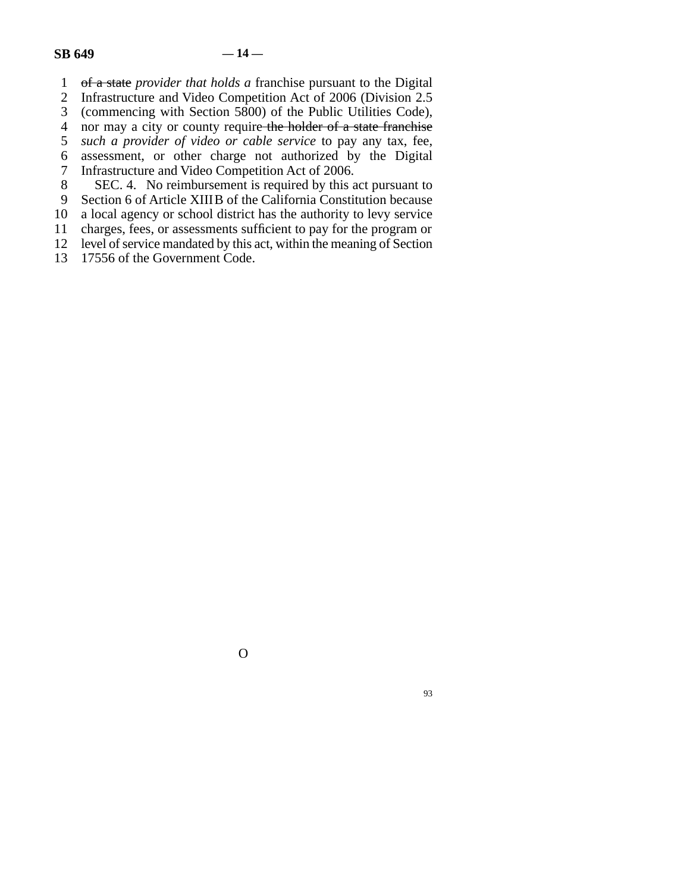~~of a state~~ *provider that holds a* franchise pursuant to the Digital Infrastructure and Video Competition Act of 2006 (Division 2.5 (commencing with Section 5800) of the Public Utilities Code), nor may a city or county require ~~the holder of a state franchise~~ *such a provider of video or cable service* to pay any tax, fee, assessment, or other charge not authorized by the Digital Infrastructure and Video Competition Act of 2006.

SEC. 4. No reimbursement is required by this act pursuant to Section 6 of Article XIII B of the California Constitution because a local agency or school district has the authority to levy service charges, fees, or assessments sufficient to pay for the program or level of service mandated by this act, within the meaning of Section 17556 of the Government Code.

O